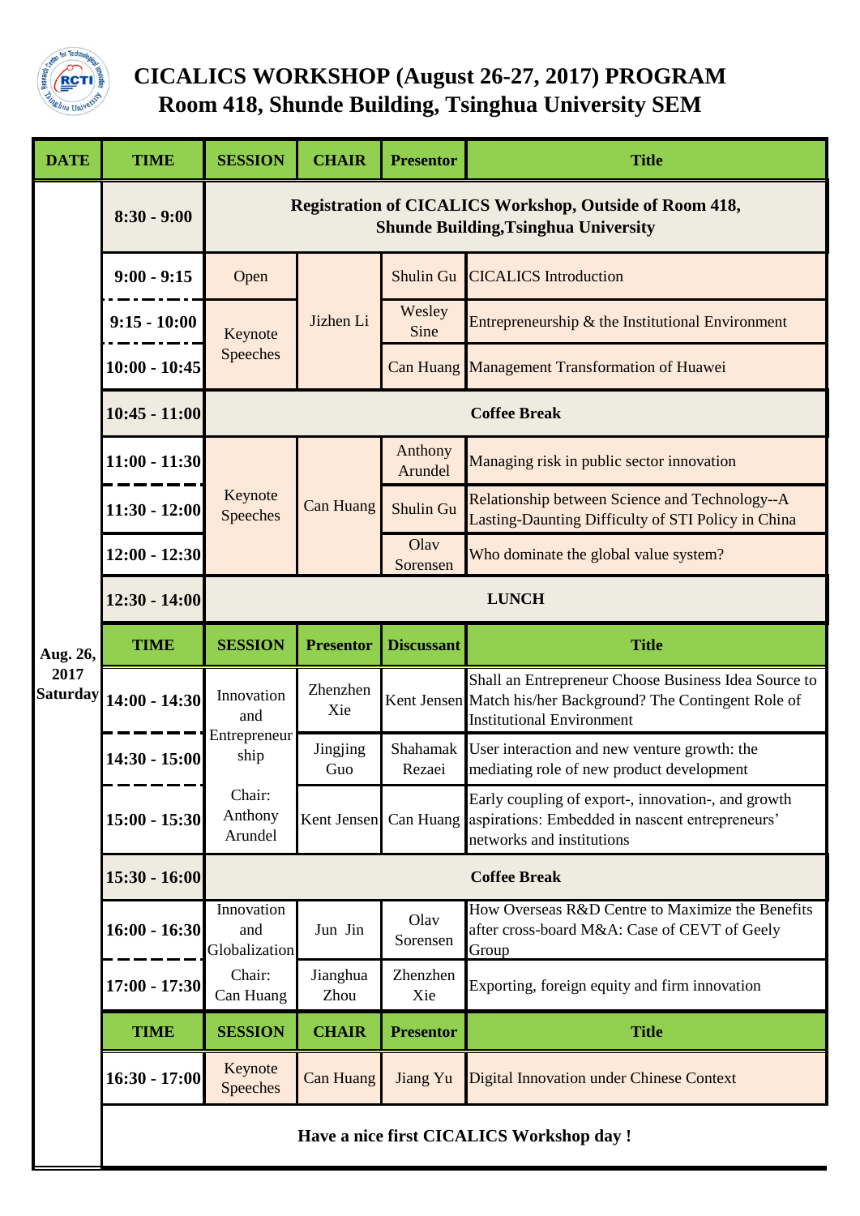# CICALICS WORKSHOP (August 26-27, 2017) PROGRAM

## Room 418, Shunde Building, Tsinghua University SEM

| DATE | TIME | SESSION | CHAIR | Presentor | Title |
|---|---|---|---|---|---|
| Aug. 26, 2017 Saturday | 8:30 - 9:00 | **Registration of CICALICS Workshop, Outside of Room 418, Shunde Building,Tsinghua University** | | | |
| | 9:00 - 9:15 | Open | Jizhen Li | Shulin Gu | CICALICS Introduction |
| | 9:15 - 10:00 | Keynote Speeches | | Wesley Sine | Entrepreneurship & the Institutional Environment |
| | 10:00 - 10:45 | | | Can Huang | Management Transformation of Huawei |
| | 10:45 - 11:00 | **Coffee Break** | | | |
| | 11:00 - 11:30 | Keynote Speeches | Can Huang | Anthony Arundel | Managing risk in public sector innovation |
| | 11:30 - 12:00 | | | Shulin Gu | Relationship between Science and Technology--A Lasting-Daunting Difficulty of STI Policy in China |
| | 12:00 - 12:30 | | | Olav Sorensen | Who dominate the global value system? |
| | 12:30 - 14:00 | **LUNCH** | | | |
| | **TIME** | **SESSION** | **Presentor** | **Discussant** | **Title** |
| | 14:00 - 14:30 | Innovation and Entrepreneurship Chair: Anthony Arundel | Zhenzhen Xie | Kent Jensen | Shall an Entrepreneur Choose Business Idea Source to Match his/her Background? The Contingent Role of Institutional Environment |
| | 14:30 - 15:00 | | Jingjing Guo | Shahamak Rezaei | User interaction and new venture growth: the mediating role of new product development |
| | 15:00 - 15:30 | | Kent Jensen | Can Huang | Early coupling of export-, innovation-, and growth aspirations: Embedded in nascent entrepreneurs' networks and institutions |
| | 15:30 - 16:00 | **Coffee Break** | | | |
| | 16:00 - 16:30 | Innovation and Globalization Chair: Can Huang | Jun Jin | Olav Sorensen | How Overseas R&D Centre to Maximize the Benefits after cross-board M&A: Case of CEVT of Geely Group |
| | 17:00 - 17:30 | | Jianghua Zhou | Zhenzhen Xie | Exporting, foreign equity and firm innovation |
| | **TIME** | **SESSION** | **CHAIR** | **Presentor** | **Title** |
| | 16:30 - 17:00 | Keynote Speeches | Can Huang | Jiang Yu | Digital Innovation under Chinese Context |

**Have a nice first CICALICS Workshop day !**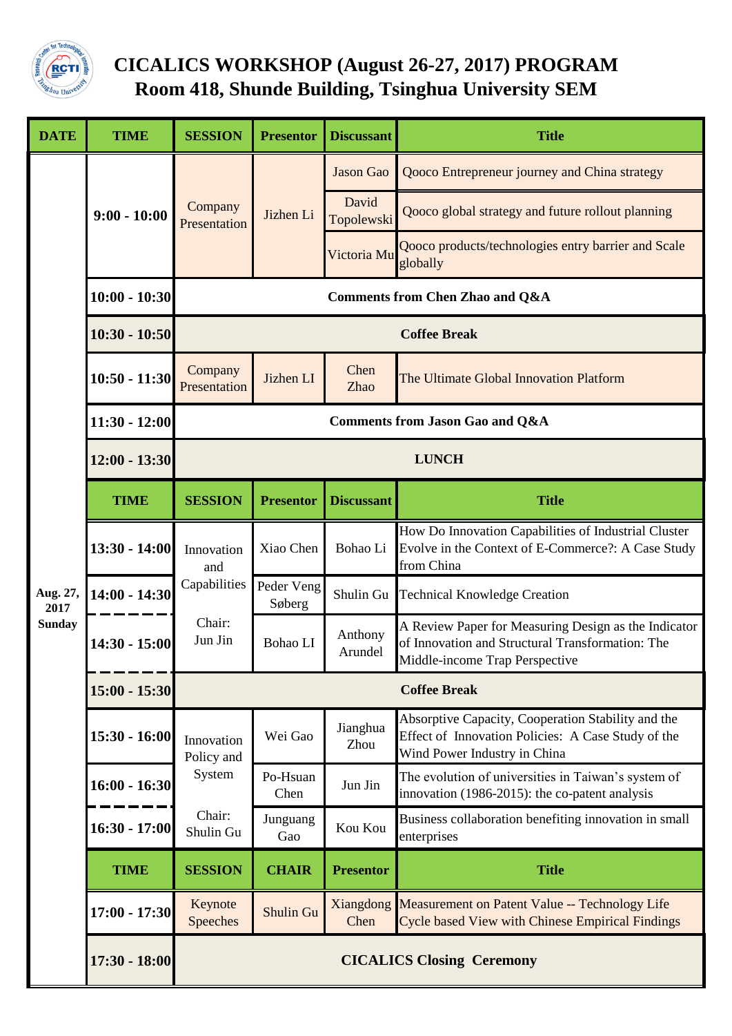# CICALICS WORKSHOP (August 26-27, 2017) PROGRAM
## Room 418, Shunde Building, Tsinghua University SEM

| DATE | TIME | SESSION | Presentor | Discussant | Title |
|---|---|---|---|---|---|
| Aug. 27, 2017 Sunday | 9:00 - 10:00 | Company Presentation | Jizhen Li | Jason Gao | Qooco Entrepreneur journey and China strategy |
| | | | | David Topolewski | Qooco global strategy and future rollout planning |
| | | | | Victoria Mu | Qooco products/technologies entry barrier and Scale globally |
| | 10:00 - 10:30 | Comments from Chen Zhao and Q&A | | | |
| | 10:30 - 10:50 | Coffee Break | | | |
| | 10:50 - 11:30 | Company Presentation | Jizhen LI | Chen Zhao | The Ultimate Global Innovation Platform |
| | 11:30 - 12:00 | Comments from Jason Gao and Q&A | | | |
| | 12:00 - 13:30 | LUNCH | | | |
| | **TIME** | **SESSION** | **Presentor** | **Discussant** | **Title** |
| | 13:30 - 14:00 | Innovation and Capabilities<br>Chair: Jun Jin | Xiao Chen | Bohao Li | How Do Innovation Capabilities of Industrial Cluster Evolve in the Context of E-Commerce?: A Case Study from China |
| | 14:00 - 14:30 | | Peder Veng Søberg | Shulin Gu | Technical Knowledge Creation |
| | 14:30 - 15:00 | | Bohao LI | Anthony Arundel | A Review Paper for Measuring Design as the Indicator of Innovation and Structural Transformation: The Middle-income Trap Perspective |
| | 15:00 - 15:30 | Coffee Break | | | |
| | 15:30 - 16:00 | Innovation Policy and System<br>Chair: Shulin Gu | Wei Gao | Jianghua Zhou | Absorptive Capacity, Cooperation Stability and the Effect of Innovation Policies: A Case Study of the Wind Power Industry in China |
| | 16:00 - 16:30 | | Po-Hsuan Chen | Jun Jin | The evolution of universities in Taiwan's system of innovation (1986-2015): the co-patent analysis |
| | 16:30 - 17:00 | | Junguang Gao | Kou Kou | Business collaboration benefiting innovation in small enterprises |
| | **TIME** | **SESSION** | **CHAIR** | **Presentor** | **Title** |
| | 17:00 - 17:30 | Keynote Speeches | Shulin Gu | Xiangdong Chen | Measurement on Patent Value -- Technology Life Cycle based View with Chinese Empirical Findings |
| | 17:30 - 18:00 | CICALICS Closing Ceremony | | | |